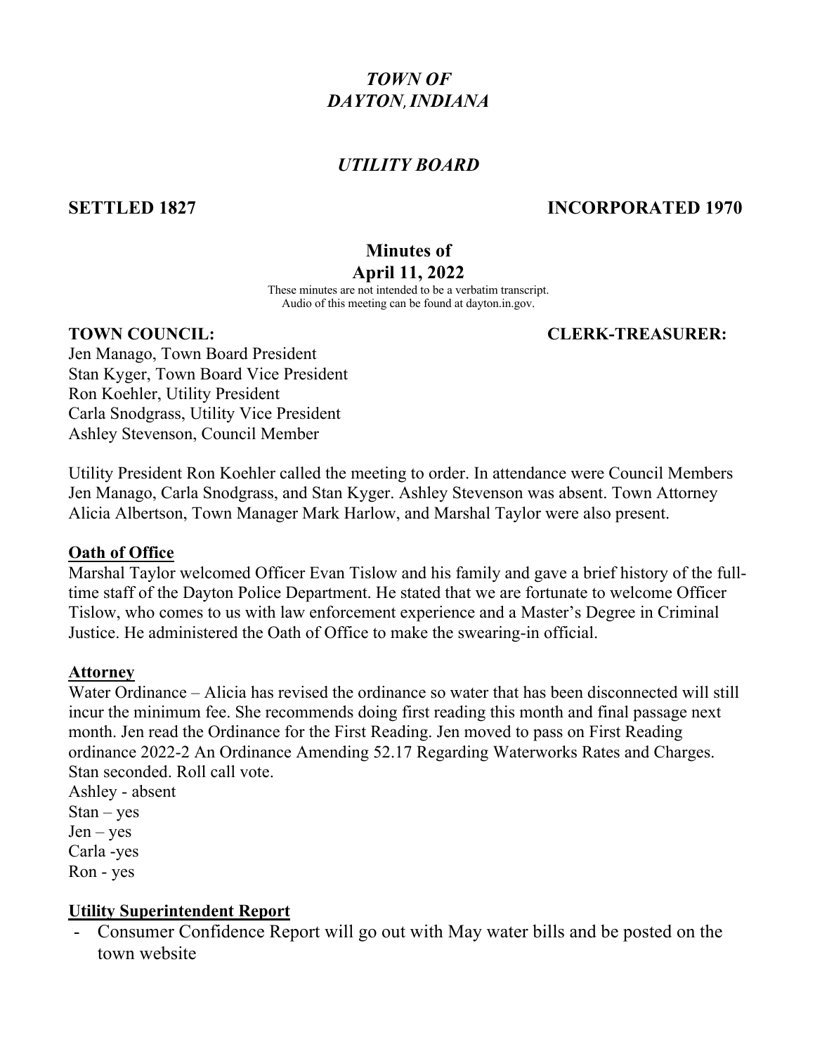# *TOWN OF DAYTON, INDIANA*

## *UTILITY BOARD*

**SETTLED 1827** **INCORPORATED 1970**

## Minutes of April 11, 2022

These minutes are not intended to be a verbatim transcript.
Audio of this meeting can be found at dayton.in.gov.

**TOWN COUNCIL:** **CLERK-TREASURER:**

Jen Manago, Town Board President
Stan Kyger, Town Board Vice President
Ron Koehler, Utility President
Carla Snodgrass, Utility Vice President
Ashley Stevenson, Council Member

Utility President Ron Koehler called the meeting to order. In attendance were Council Members Jen Manago, Carla Snodgrass, and Stan Kyger. Ashley Stevenson was absent. Town Attorney Alicia Albertson, Town Manager Mark Harlow, and Marshal Taylor were also present.

**<u>Oath of Office</u>**

Marshal Taylor welcomed Officer Evan Tislow and his family and gave a brief history of the full-time staff of the Dayton Police Department. He stated that we are fortunate to welcome Officer Tislow, who comes to us with law enforcement experience and a Master's Degree in Criminal Justice. He administered the Oath of Office to make the swearing-in official.

**<u>Attorney</u>**

Water Ordinance – Alicia has revised the ordinance so water that has been disconnected will still incur the minimum fee. She recommends doing first reading this month and final passage next month. Jen read the Ordinance for the First Reading. Jen moved to pass on First Reading ordinance 2022-2 An Ordinance Amending 52.17 Regarding Waterworks Rates and Charges. Stan seconded. Roll call vote.
Ashley - absent
Stan – yes
Jen – yes
Carla -yes
Ron - yes

**<u>Utility Superintendent Report</u>**

- Consumer Confidence Report will go out with May water bills and be posted on the town website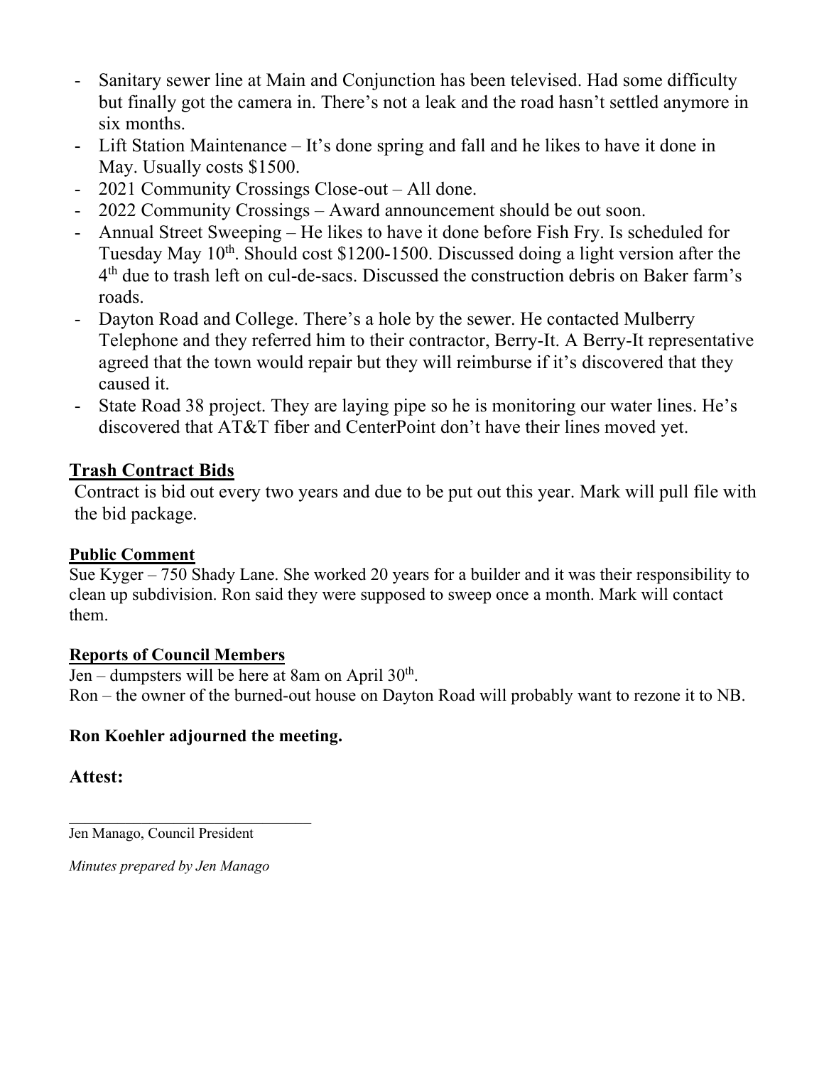- Sanitary sewer line at Main and Conjunction has been televised. Had some difficulty but finally got the camera in. There's not a leak and the road hasn't settled anymore in six months.
- Lift Station Maintenance – It's done spring and fall and he likes to have it done in May. Usually costs $1500.
- 2021 Community Crossings Close-out – All done.
- 2022 Community Crossings – Award announcement should be out soon.
- Annual Street Sweeping – He likes to have it done before Fish Fry. Is scheduled for Tuesday May 10th. Should cost $1200-1500. Discussed doing a light version after the 4th due to trash left on cul-de-sacs. Discussed the construction debris on Baker farm's roads.
- Dayton Road and College. There's a hole by the sewer. He contacted Mulberry Telephone and they referred him to their contractor, Berry-It. A Berry-It representative agreed that the town would repair but they will reimburse if it's discovered that they caused it.
- State Road 38 project. They are laying pipe so he is monitoring our water lines. He's discovered that AT&T fiber and CenterPoint don't have their lines moved yet.

## Trash Contract Bids

Contract is bid out every two years and due to be put out this year. Mark will pull file with the bid package.

### Public Comment

Sue Kyger – 750 Shady Lane. She worked 20 years for a builder and it was their responsibility to clean up subdivision. Ron said they were supposed to sweep once a month. Mark will contact them.

### Reports of Council Members

Jen – dumpsters will be here at 8am on April 30th.

Ron – the owner of the burned-out house on Dayton Road will probably want to rezone it to NB.

**Ron Koehler adjourned the meeting.**

**Attest:**

\_\_\_\_\_\_\_\_\_\_\_\_\_\_\_\_\_\_\_\_\_\_\_\_\_\_\_\_\_\_\_\_

Jen Manago, Council President

*Minutes prepared by Jen Manago*